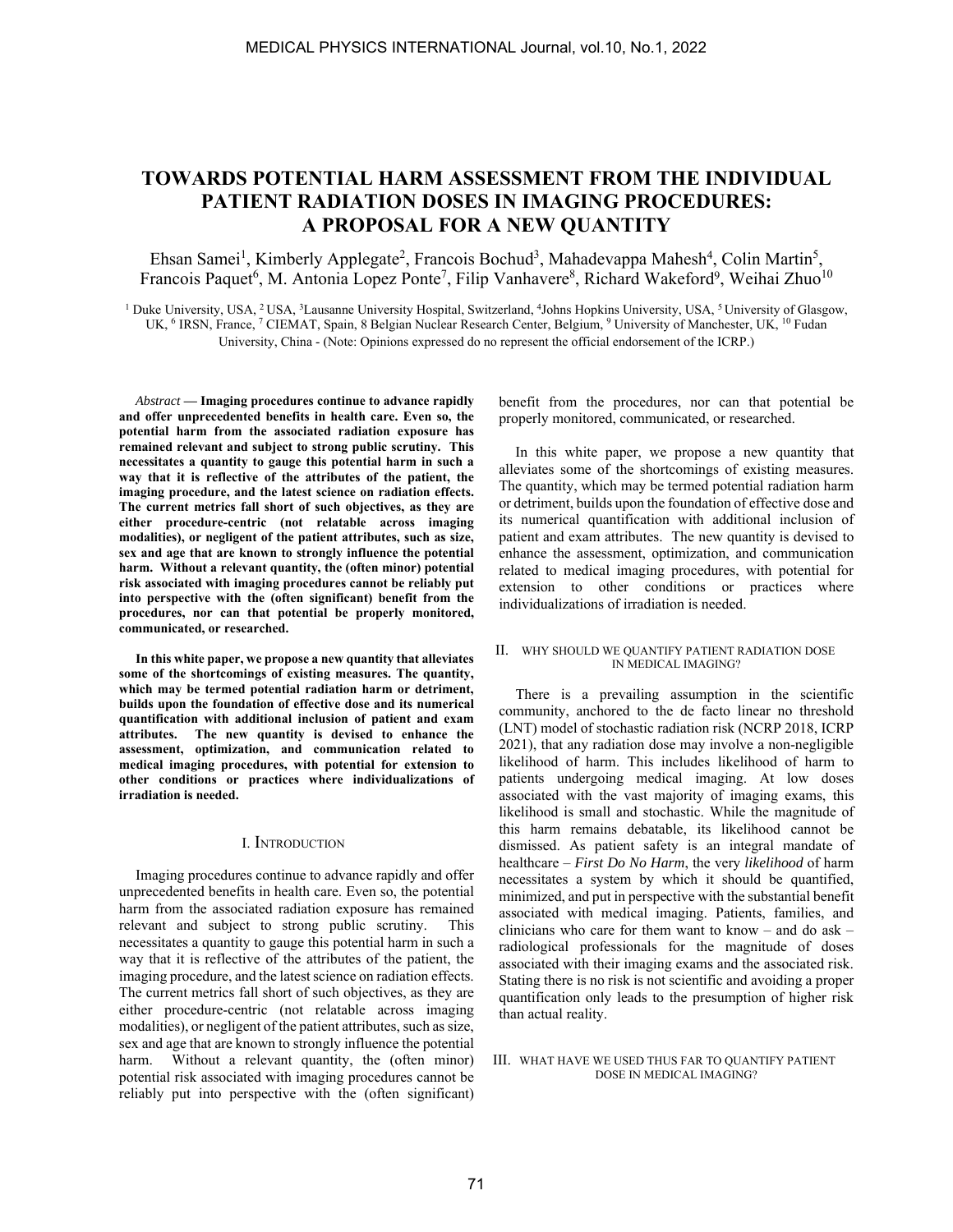# TOWARDS POTENTIAL HARM ASSESSMENT FROM THE INDIVIDUAL PATIENT RADIATION DOSES IN IMAGING PROCEDURES: A PROPOSAL FOR A NEW QUANTITY

Ehsan Samei[1], Kimberly Applegate[2], Francois Bochud[3], Mahadevappa Mahesh[4], Colin Martin[5], Francois Paquet[6], M. Antonia Lopez Ponte[7], Filip Vanhavere[8], Richard Wakeford[9], Weihai Zhuo[10]

[1] Duke University, USA, [2] USA, [3]Lausanne University Hospital, Switzerland, [4]Johns Hopkins University, USA, [5] University of Glasgow, UK, [6] IRSN, France, [7] CIEMAT, Spain, 8 Belgian Nuclear Research Center, Belgium, [9] University of Manchester, UK, [10] Fudan University, China - (Note: Opinions expressed do no represent the official endorsement of the ICRP.)

*Abstract* **— Imaging procedures continue to advance rapidly and offer unprecedented benefits in health care. Even so, the potential harm from the associated radiation exposure has remained relevant and subject to strong public scrutiny. This necessitates a quantity to gauge this potential harm in such a way that it is reflective of the attributes of the patient, the imaging procedure, and the latest science on radiation effects. The current metrics fall short of such objectives, as they are either procedure-centric (not relatable across imaging modalities), or negligent of the patient attributes, such as size, sex and age that are known to strongly influence the potential harm. Without a relevant quantity, the (often minor) potential risk associated with imaging procedures cannot be reliably put into perspective with the (often significant) benefit from the procedures, nor can that potential be properly monitored, communicated, or researched.**

**In this white paper, we propose a new quantity that alleviates some of the shortcomings of existing measures. The quantity, which may be termed potential radiation harm or detriment, builds upon the foundation of effective dose and its numerical quantification with additional inclusion of patient and exam attributes. The new quantity is devised to enhance the assessment, optimization, and communication related to medical imaging procedures, with potential for extension to other conditions or practices where individualizations of irradiation is needed.**

## I. Introduction

Imaging procedures continue to advance rapidly and offer unprecedented benefits in health care. Even so, the potential harm from the associated radiation exposure has remained relevant and subject to strong public scrutiny. This necessitates a quantity to gauge this potential harm in such a way that it is reflective of the attributes of the patient, the imaging procedure, and the latest science on radiation effects. The current metrics fall short of such objectives, as they are either procedure-centric (not relatable across imaging modalities), or negligent of the patient attributes, such as size, sex and age that are known to strongly influence the potential harm. Without a relevant quantity, the (often minor) potential risk associated with imaging procedures cannot be reliably put into perspective with the (often significant) benefit from the procedures, nor can that potential be properly monitored, communicated, or researched.

In this white paper, we propose a new quantity that alleviates some of the shortcomings of existing measures. The quantity, which may be termed potential radiation harm or detriment, builds upon the foundation of effective dose and its numerical quantification with additional inclusion of patient and exam attributes. The new quantity is devised to enhance the assessment, optimization, and communication related to medical imaging procedures, with potential for extension to other conditions or practices where individualizations of irradiation is needed.

## II. Why should we quantify patient radiation dose in medical imaging?

There is a prevailing assumption in the scientific community, anchored to the de facto linear no threshold (LNT) model of stochastic radiation risk (NCRP 2018, ICRP 2021), that any radiation dose may involve a non-negligible likelihood of harm. This includes likelihood of harm to patients undergoing medical imaging. At low doses associated with the vast majority of imaging exams, this likelihood is small and stochastic. While the magnitude of this harm remains debatable, its likelihood cannot be dismissed. As patient safety is an integral mandate of healthcare – *First Do No Harm*, the very *likelihood* of harm necessitates a system by which it should be quantified, minimized, and put in perspective with the substantial benefit associated with medical imaging. Patients, families, and clinicians who care for them want to know – and do ask – radiological professionals for the magnitude of doses associated with their imaging exams and the associated risk. Stating there is no risk is not scientific and avoiding a proper quantification only leads to the presumption of higher risk than actual reality.

## III. What have we used thus far to quantify patient dose in medical imaging?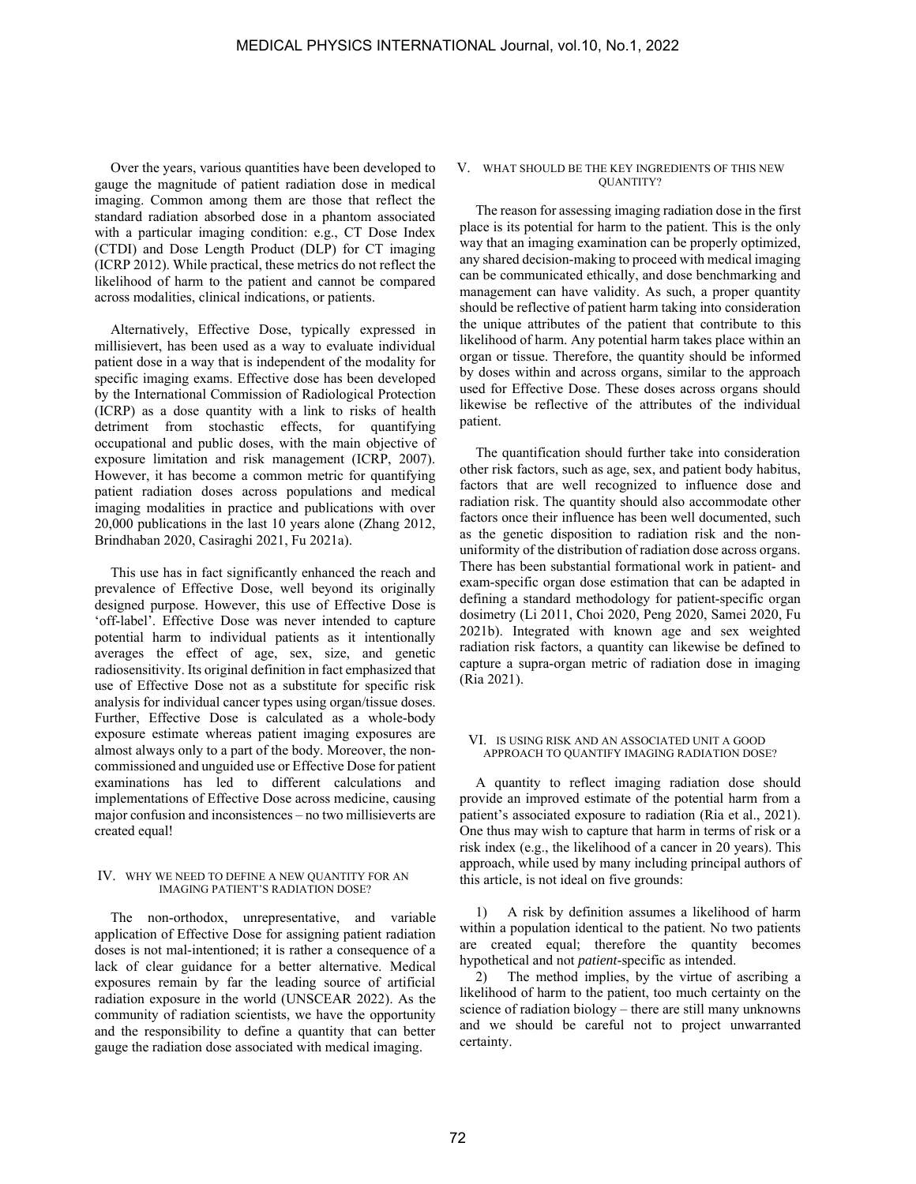Over the years, various quantities have been developed to gauge the magnitude of patient radiation dose in medical imaging. Common among them are those that reflect the standard radiation absorbed dose in a phantom associated with a particular imaging condition: e.g., CT Dose Index (CTDI) and Dose Length Product (DLP) for CT imaging (ICRP 2012). While practical, these metrics do not reflect the likelihood of harm to the patient and cannot be compared across modalities, clinical indications, or patients.

Alternatively, Effective Dose, typically expressed in millisievert, has been used as a way to evaluate individual patient dose in a way that is independent of the modality for specific imaging exams. Effective dose has been developed by the International Commission of Radiological Protection (ICRP) as a dose quantity with a link to risks of health detriment from stochastic effects, for quantifying occupational and public doses, with the main objective of exposure limitation and risk management (ICRP, 2007). However, it has become a common metric for quantifying patient radiation doses across populations and medical imaging modalities in practice and publications with over 20,000 publications in the last 10 years alone (Zhang 2012, Brindhaban 2020, Casiraghi 2021, Fu 2021a).

This use has in fact significantly enhanced the reach and prevalence of Effective Dose, well beyond its originally designed purpose. However, this use of Effective Dose is 'off-label'. Effective Dose was never intended to capture potential harm to individual patients as it intentionally averages the effect of age, sex, size, and genetic radiosensitivity. Its original definition in fact emphasized that use of Effective Dose not as a substitute for specific risk analysis for individual cancer types using organ/tissue doses. Further, Effective Dose is calculated as a whole-body exposure estimate whereas patient imaging exposures are almost always only to a part of the body. Moreover, the non-commissioned and unguided use or Effective Dose for patient examinations has led to different calculations and implementations of Effective Dose across medicine, causing major confusion and inconsistences – no two millisieverts are created equal!

## IV. WHY WE NEED TO DEFINE A NEW QUANTITY FOR AN IMAGING PATIENT'S RADIATION DOSE?

The non-orthodox, unrepresentative, and variable application of Effective Dose for assigning patient radiation doses is not mal-intentioned; it is rather a consequence of a lack of clear guidance for a better alternative. Medical exposures remain by far the leading source of artificial radiation exposure in the world (UNSCEAR 2022). As the community of radiation scientists, we have the opportunity and the responsibility to define a quantity that can better gauge the radiation dose associated with medical imaging.

## V. WHAT SHOULD BE THE KEY INGREDIENTS OF THIS NEW QUANTITY?

The reason for assessing imaging radiation dose in the first place is its potential for harm to the patient. This is the only way that an imaging examination can be properly optimized, any shared decision-making to proceed with medical imaging can be communicated ethically, and dose benchmarking and management can have validity. As such, a proper quantity should be reflective of patient harm taking into consideration the unique attributes of the patient that contribute to this likelihood of harm. Any potential harm takes place within an organ or tissue. Therefore, the quantity should be informed by doses within and across organs, similar to the approach used for Effective Dose. These doses across organs should likewise be reflective of the attributes of the individual patient.

The quantification should further take into consideration other risk factors, such as age, sex, and patient body habitus, factors that are well recognized to influence dose and radiation risk. The quantity should also accommodate other factors once their influence has been well documented, such as the genetic disposition to radiation risk and the non-uniformity of the distribution of radiation dose across organs. There has been substantial formational work in patient- and exam-specific organ dose estimation that can be adapted in defining a standard methodology for patient-specific organ dosimetry (Li 2011, Choi 2020, Peng 2020, Samei 2020, Fu 2021b). Integrated with known age and sex weighted radiation risk factors, a quantity can likewise be defined to capture a supra-organ metric of radiation dose in imaging (Ria 2021).

## VI. IS USING RISK AND AN ASSOCIATED UNIT A GOOD APPROACH TO QUANTIFY IMAGING RADIATION DOSE?

A quantity to reflect imaging radiation dose should provide an improved estimate of the potential harm from a patient's associated exposure to radiation (Ria et al., 2021). One thus may wish to capture that harm in terms of risk or a risk index (e.g., the likelihood of a cancer in 20 years). This approach, while used by many including principal authors of this article, is not ideal on five grounds:

1) A risk by definition assumes a likelihood of harm within a population identical to the patient. No two patients are created equal; therefore the quantity becomes hypothetical and not *patient*-specific as intended.

2) The method implies, by the virtue of ascribing a likelihood of harm to the patient, too much certainty on the science of radiation biology – there are still many unknowns and we should be careful not to project unwarranted certainty.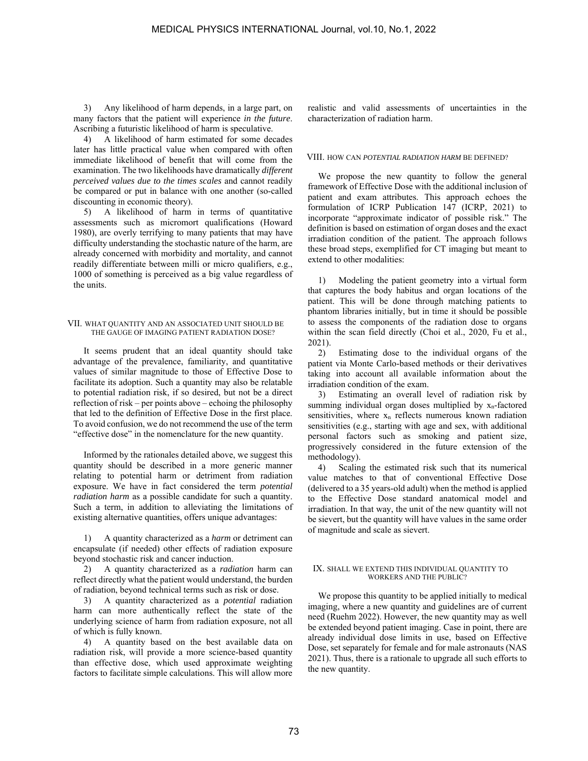3) Any likelihood of harm depends, in a large part, on many factors that the patient will experience *in the future*. Ascribing a futuristic likelihood of harm is speculative.

4) A likelihood of harm estimated for some decades later has little practical value when compared with often immediate likelihood of benefit that will come from the examination. The two likelihoods have dramatically *different perceived values due to the times scales* and cannot readily be compared or put in balance with one another (so-called discounting in economic theory).

5) A likelihood of harm in terms of quantitative assessments such as micromort qualifications (Howard 1980), are overly terrifying to many patients that may have difficulty understanding the stochastic nature of the harm, are already concerned with morbidity and mortality, and cannot readily differentiate between milli or micro qualifiers, e.g., 1000 of something is perceived as a big value regardless of the units.

## VII. WHAT QUANTITY AND AN ASSOCIATED UNIT SHOULD BE THE GAUGE OF IMAGING PATIENT RADIATION DOSE?

It seems prudent that an ideal quantity should take advantage of the prevalence, familiarity, and quantitative values of similar magnitude to those of Effective Dose to facilitate its adoption. Such a quantity may also be relatable to potential radiation risk, if so desired, but not be a direct reflection of risk – per points above – echoing the philosophy that led to the definition of Effective Dose in the first place. To avoid confusion, we do not recommend the use of the term "effective dose" in the nomenclature for the new quantity.

Informed by the rationales detailed above, we suggest this quantity should be described in a more generic manner relating to potential harm or detriment from radiation exposure. We have in fact considered the term *potential radiation harm* as a possible candidate for such a quantity. Such a term, in addition to alleviating the limitations of existing alternative quantities, offers unique advantages:

1) A quantity characterized as a *harm* or detriment can encapsulate (if needed) other effects of radiation exposure beyond stochastic risk and cancer induction.

2) A quantity characterized as a *radiation* harm can reflect directly what the patient would understand, the burden of radiation, beyond technical terms such as risk or dose.

3) A quantity characterized as a *potential* radiation harm can more authentically reflect the state of the underlying science of harm from radiation exposure, not all of which is fully known.

4) A quantity based on the best available data on radiation risk, will provide a more science-based quantity than effective dose, which used approximate weighting factors to facilitate simple calculations. This will allow more realistic and valid assessments of uncertainties in the characterization of radiation harm.

## VIII. HOW CAN *POTENTIAL RADIATION HARM* BE DEFINED?

We propose the new quantity to follow the general framework of Effective Dose with the additional inclusion of patient and exam attributes. This approach echoes the formulation of ICRP Publication 147 (ICRP, 2021) to incorporate "approximate indicator of possible risk." The definition is based on estimation of organ doses and the exact irradiation condition of the patient. The approach follows these broad steps, exemplified for CT imaging but meant to extend to other modalities:

1) Modeling the patient geometry into a virtual form that captures the body habitus and organ locations of the patient. This will be done through matching patients to phantom libraries initially, but in time it should be possible to assess the components of the radiation dose to organs within the scan field directly (Choi et al., 2020, Fu et al., 2021).

2) Estimating dose to the individual organs of the patient via Monte Carlo-based methods or their derivatives taking into account all available information about the irradiation condition of the exam.

3) Estimating an overall level of radiation risk by summing individual organ doses multiplied by $x_n$-factored sensitivities, where $x_n$ reflects numerous known radiation sensitivities (e.g., starting with age and sex, with additional personal factors such as smoking and patient size, progressively considered in the future extension of the methodology).

4) Scaling the estimated risk such that its numerical value matches to that of conventional Effective Dose (delivered to a 35 years-old adult) when the method is applied to the Effective Dose standard anatomical model and irradiation. In that way, the unit of the new quantity will not be sievert, but the quantity will have values in the same order of magnitude and scale as sievert.

## IX. SHALL WE EXTEND THIS INDIVIDUAL QUANTITY TO WORKERS AND THE PUBLIC?

We propose this quantity to be applied initially to medical imaging, where a new quantity and guidelines are of current need (Ruehm 2022). However, the new quantity may as well be extended beyond patient imaging. Case in point, there are already individual dose limits in use, based on Effective Dose, set separately for female and for male astronauts (NAS 2021). Thus, there is a rationale to upgrade all such efforts to the new quantity.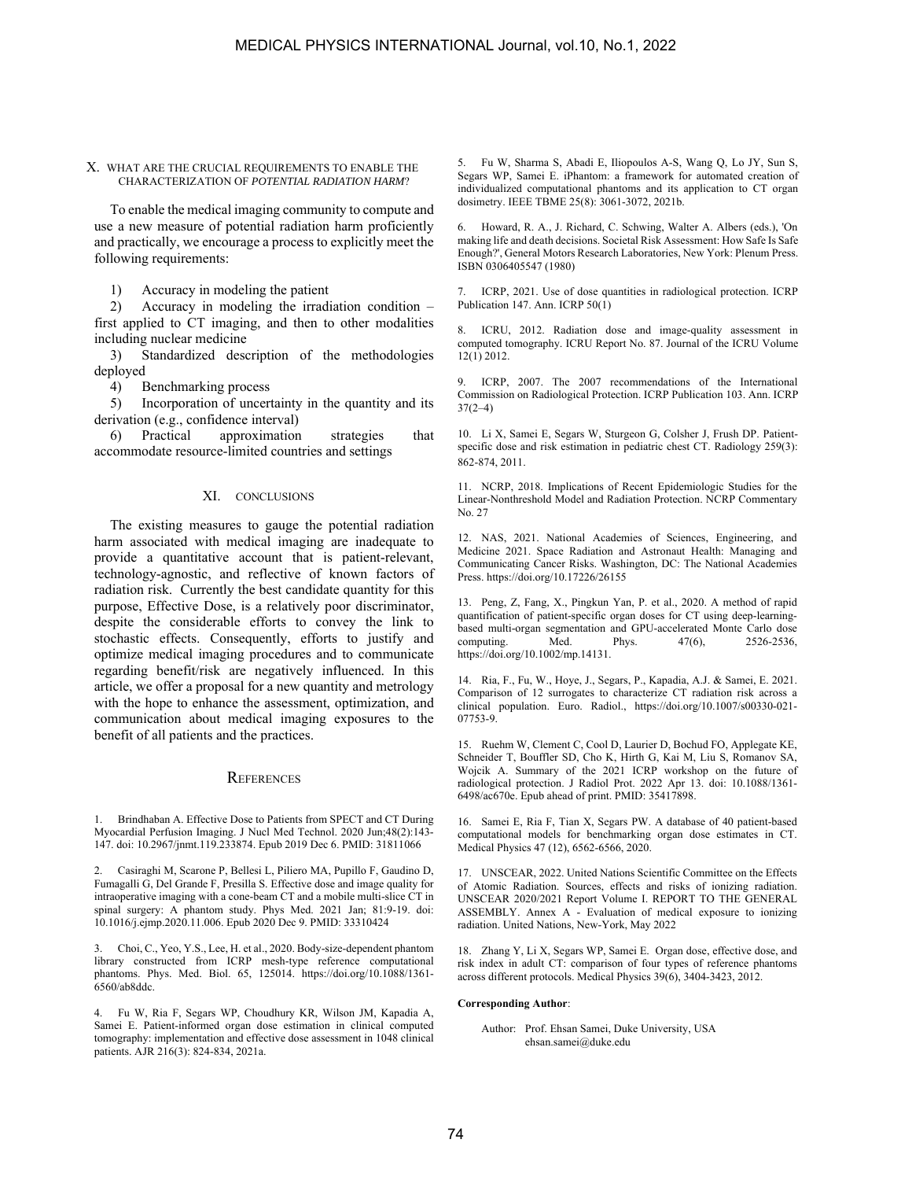## X. What are the crucial requirements to enable the characterization of *potential radiation harm*?

To enable the medical imaging community to compute and use a new measure of potential radiation harm proficiently and practically, we encourage a process to explicitly meet the following requirements:

1) Accuracy in modeling the patient
2) Accuracy in modeling the irradiation condition – first applied to CT imaging, and then to other modalities including nuclear medicine
3) Standardized description of the methodologies deployed
4) Benchmarking process
5) Incorporation of uncertainty in the quantity and its derivation (e.g., confidence interval)
6) Practical approximation strategies that accommodate resource-limited countries and settings

## XI. Conclusions

The existing measures to gauge the potential radiation harm associated with medical imaging are inadequate to provide a quantitative account that is patient-relevant, technology-agnostic, and reflective of known factors of radiation risk. Currently the best candidate quantity for this purpose, Effective Dose, is a relatively poor discriminator, despite the considerable efforts to convey the link to stochastic effects. Consequently, efforts to justify and optimize medical imaging procedures and to communicate regarding benefit/risk are negatively influenced. In this article, we offer a proposal for a new quantity and metrology with the hope to enhance the assessment, optimization, and communication about medical imaging exposures to the benefit of all patients and the practices.

## References

1. Brindhaban A. Effective Dose to Patients from SPECT and CT During Myocardial Perfusion Imaging. J Nucl Med Technol. 2020 Jun;48(2):143-147. doi: 10.2967/jnmt.119.233874. Epub 2019 Dec 6. PMID: 31811066

2. Casiraghi M, Scarone P, Bellesi L, Piliero MA, Pupillo F, Gaudino D, Fumagalli G, Del Grande F, Presilla S. Effective dose and image quality for intraoperative imaging with a cone-beam CT and a mobile multi-slice CT in spinal surgery: A phantom study. Phys Med. 2021 Jan; 81:9-19. doi: 10.1016/j.ejmp.2020.11.006. Epub 2020 Dec 9. PMID: 33310424

3. Choi, C., Yeo, Y.S., Lee, H. et al., 2020. Body-size-dependent phantom library constructed from ICRP mesh-type reference computational phantoms. Phys. Med. Biol. 65, 125014. https://doi.org/10.1088/1361-6560/ab8ddc.

4. Fu W, Ria F, Segars WP, Choudhury KR, Wilson JM, Kapadia A, Samei E. Patient-informed organ dose estimation in clinical computed tomography: implementation and effective dose assessment in 1048 clinical patients. AJR 216(3): 824-834, 2021a.

5. Fu W, Sharma S, Abadi E, Iliopoulos A-S, Wang Q, Lo JY, Sun S, Segars WP, Samei E. iPhantom: a framework for automated creation of individualized computational phantoms and its application to CT organ dosimetry. IEEE TBME 25(8): 3061-3072, 2021b.

6. Howard, R. A., J. Richard, C. Schwing, Walter A. Albers (eds.), 'On making life and death decisions. Societal Risk Assessment: How Safe Is Safe Enough?', General Motors Research Laboratories, New York: Plenum Press. ISBN 0306405547 (1980)

7. ICRP, 2021. Use of dose quantities in radiological protection. ICRP Publication 147. Ann. ICRP 50(1)

8. ICRU, 2012. Radiation dose and image-quality assessment in computed tomography. ICRU Report No. 87. Journal of the ICRU Volume 12(1) 2012.

9. ICRP, 2007. The 2007 recommendations of the International Commission on Radiological Protection. ICRP Publication 103. Ann. ICRP 37(2–4)

10. Li X, Samei E, Segars W, Sturgeon G, Colsher J, Frush DP. Patient-specific dose and risk estimation in pediatric chest CT. Radiology 259(3): 862-874, 2011.

11. NCRP, 2018. Implications of Recent Epidemiologic Studies for the Linear-Nonthreshold Model and Radiation Protection. NCRP Commentary No. 27

12. NAS, 2021. National Academies of Sciences, Engineering, and Medicine 2021. Space Radiation and Astronaut Health: Managing and Communicating Cancer Risks. Washington, DC: The National Academies Press. https://doi.org/10.17226/26155

13. Peng, Z, Fang, X., Pingkun Yan, P. et al., 2020. A method of rapid quantification of patient-specific organ doses for CT using deep-learning-based multi-organ segmentation and GPU-accelerated Monte Carlo dose computing. Med. Phys. 47(6), 2526-2536, https://doi.org/10.1002/mp.14131.

14. Ria, F., Fu, W., Hoye, J., Segars, P., Kapadia, A.J. & Samei, E. 2021. Comparison of 12 surrogates to characterize CT radiation risk across a clinical population. Euro. Radiol., https://doi.org/10.1007/s00330-021-07753-9.

15. Ruehm W, Clement C, Cool D, Laurier D, Bochud FO, Applegate KE, Schneider T, Bouffler SD, Cho K, Hirth G, Kai M, Liu S, Romanov SA, Wojcik A. Summary of the 2021 ICRP workshop on the future of radiological protection. J Radiol Prot. 2022 Apr 13. doi: 10.1088/1361-6498/ac670e. Epub ahead of print. PMID: 35417898.

16. Samei E, Ria F, Tian X, Segars PW. A database of 40 patient-based computational models for benchmarking organ dose estimates in CT. Medical Physics 47 (12), 6562-6566, 2020.

17. UNSCEAR, 2022. United Nations Scientific Committee on the Effects of Atomic Radiation. Sources, effects and risks of ionizing radiation. UNSCEAR 2020/2021 Report Volume I. REPORT TO THE GENERAL ASSEMBLY. Annex A - Evaluation of medical exposure to ionizing radiation. United Nations, New-York, May 2022

18. Zhang Y, Li X, Segars WP, Samei E. Organ dose, effective dose, and risk index in adult CT: comparison of four types of reference phantoms across different protocols. Medical Physics 39(6), 3404-3423, 2012.

**Corresponding Author**:

Author: Prof. Ehsan Samei, Duke University, USA
ehsan.samei@duke.edu